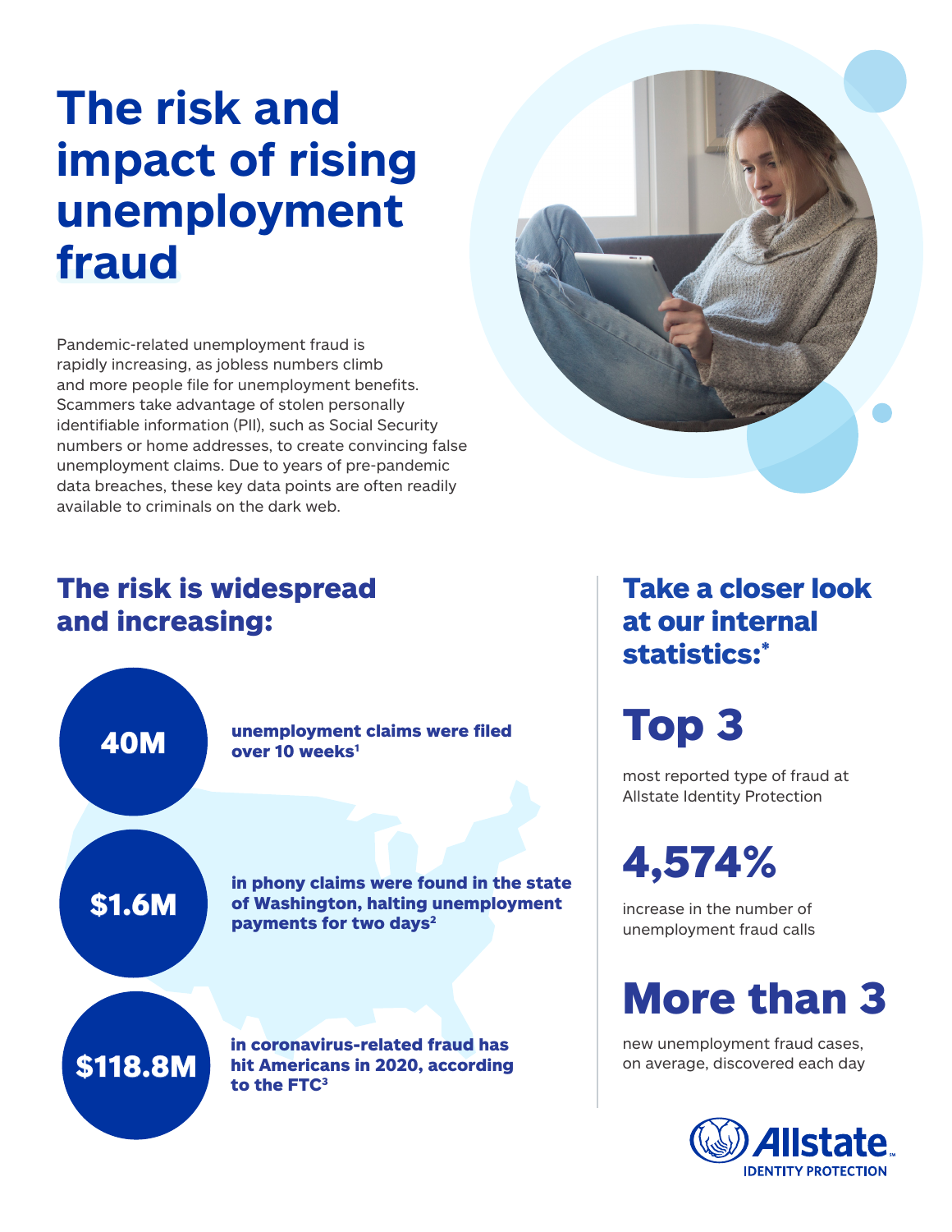# The risk and impact of rising unemployment fraud

Pandemic-related unemployment fraud is rapidly increasing, as jobless numbers climb and more people file for unemployment benefits. Scammers take advantage of stolen personally identifiable information (PII), such as Social Security numbers or home addresses, to create convincing false unemployment claims. Due to years of pre-pandemic data breaches, these key data points are often readily available to criminals on the dark web.

## The risk is widespread and increasing:

**40M** unemployment claims were filed over 10 weeks[1]

**$1.6M** in phony claims were found in the state of Washington, halting unemployment payments for two days[2]

**$118.8M** in coronavirus-related fraud has hit Americans in 2020, according to the FTC[3]

## Take a closer look at our internal statistics:*

**Top 3**

most reported type of fraud at Allstate Identity Protection

**4,574%**

increase in the number of unemployment fraud calls

**More than 3**

new unemployment fraud cases, on average, discovered each day

Allstate IDENTITY PROTECTION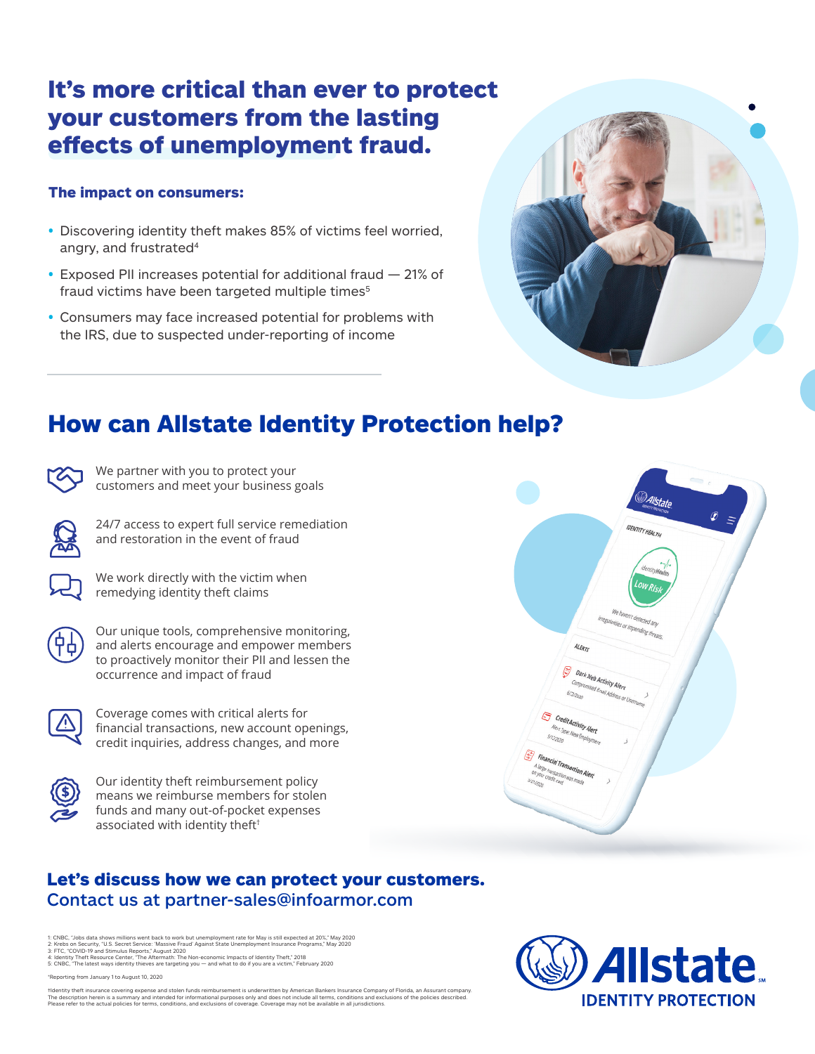# It's more critical than ever to protect your customers from the lasting effects of unemployment fraud.

### The impact on consumers:

- Discovering identity theft makes 85% of victims feel worried, angry, and frustrated[4]
- Exposed PII increases potential for additional fraud — 21% of fraud victims have been targeted multiple times[5]
- Consumers may face increased potential for problems with the IRS, due to suspected under-reporting of income

## How can Allstate Identity Protection help?

- We partner with you to protect your customers and meet your business goals
- 24/7 access to expert full service remediation and restoration in the event of fraud
- We work directly with the victim when remedying identity theft claims
- Our unique tools, comprehensive monitoring, and alerts encourage and empower members to proactively monitor their PII and lessen the occurrence and impact of fraud
- Coverage comes with critical alerts for financial transactions, new account openings, credit inquiries, address changes, and more
- Our identity theft reimbursement policy means we reimburse members for stolen funds and many out-of-pocket expenses associated with identity theft†

**Let's discuss how we can protect your customers.**
Contact us at partner-sales@infoarmor.com

1: CNBC, "Jobs data shows millions went back to work but unemployment rate for May is still expected at 20%," May 2020
2: Krebs on Security, "U.S. Secret Service: 'Massive Fraud' Against State Unemployment Insurance Programs," May 2020
3: FTC, "COVID-19 and Stimulus Reports," August 2020
4: Identity Theft Resource Center, "The Aftermath: The Non-economic Impacts of Identity Theft," 2018
5: CNBC, "The latest ways identity thieves are targeting you — and what to do if you are a victim," February 2020

*Reporting from January 1 to August 10, 2020

†Identity theft insurance covering expense and stolen funds reimbursement is underwritten by American Bankers Insurance Company of Florida, an Assurant company. The description herein is a summary and intended for informational purposes only and does not include all terms, conditions and exclusions of the policies described. Please refer to the actual policies for terms, conditions, and exclusions of coverage. Coverage may not be available in all jurisdictions.

Allstate℠ IDENTITY PROTECTION